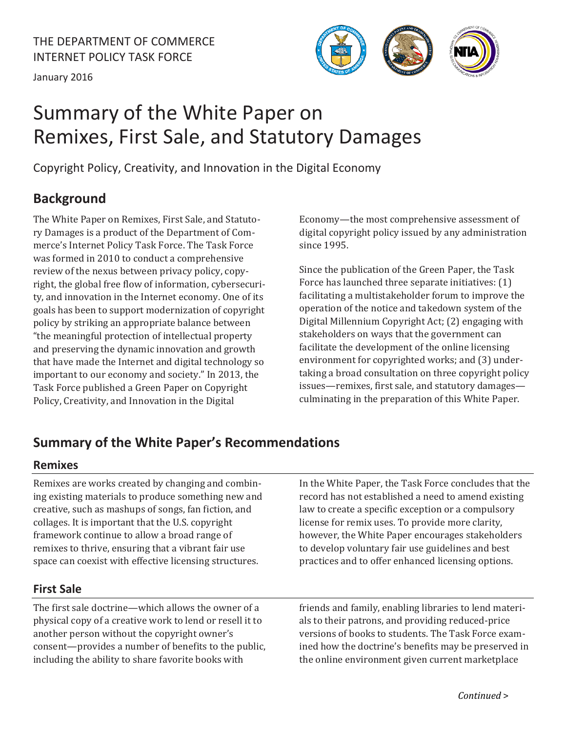THE DEPARTMENT OF COMMERCE
INTERNET POLICY TASK FORCE

January 2016

# Summary of the White Paper on Remixes, First Sale, and Statutory Damages

Copyright Policy, Creativity, and Innovation in the Digital Economy

## Background

The White Paper on Remixes, First Sale, and Statutory Damages is a product of the Department of Commerce's Internet Policy Task Force. The Task Force was formed in 2010 to conduct a comprehensive review of the nexus between privacy policy, copyright, the global free flow of information, cybersecurity, and innovation in the Internet economy. One of its goals has been to support modernization of copyright policy by striking an appropriate balance between "the meaningful protection of intellectual property and preserving the dynamic innovation and growth that have made the Internet and digital technology so important to our economy and society." In 2013, the Task Force published a Green Paper on Copyright Policy, Creativity, and Innovation in the Digital Economy—the most comprehensive assessment of digital copyright policy issued by any administration since 1995.

Since the publication of the Green Paper, the Task Force has launched three separate initiatives: (1) facilitating a multistakeholder forum to improve the operation of the notice and takedown system of the Digital Millennium Copyright Act; (2) engaging with stakeholders on ways that the government can facilitate the development of the online licensing environment for copyrighted works; and (3) undertaking a broad consultation on three copyright policy issues—remixes, first sale, and statutory damages—culminating in the preparation of this White Paper.

## Summary of the White Paper's Recommendations

### Remixes

Remixes are works created by changing and combining existing materials to produce something new and creative, such as mashups of songs, fan fiction, and collages. It is important that the U.S. copyright framework continue to allow a broad range of remixes to thrive, ensuring that a vibrant fair use space can coexist with effective licensing structures.

In the White Paper, the Task Force concludes that the record has not established a need to amend existing law to create a specific exception or a compulsory license for remix uses. To provide more clarity, however, the White Paper encourages stakeholders to develop voluntary fair use guidelines and best practices and to offer enhanced licensing options.

### First Sale

The first sale doctrine—which allows the owner of a physical copy of a creative work to lend or resell it to another person without the copyright owner's consent—provides a number of benefits to the public, including the ability to share favorite books with friends and family, enabling libraries to lend materials to their patrons, and providing reduced-price versions of books to students. The Task Force examined how the doctrine's benefits may be preserved in the online environment given current marketplace

*Continued >*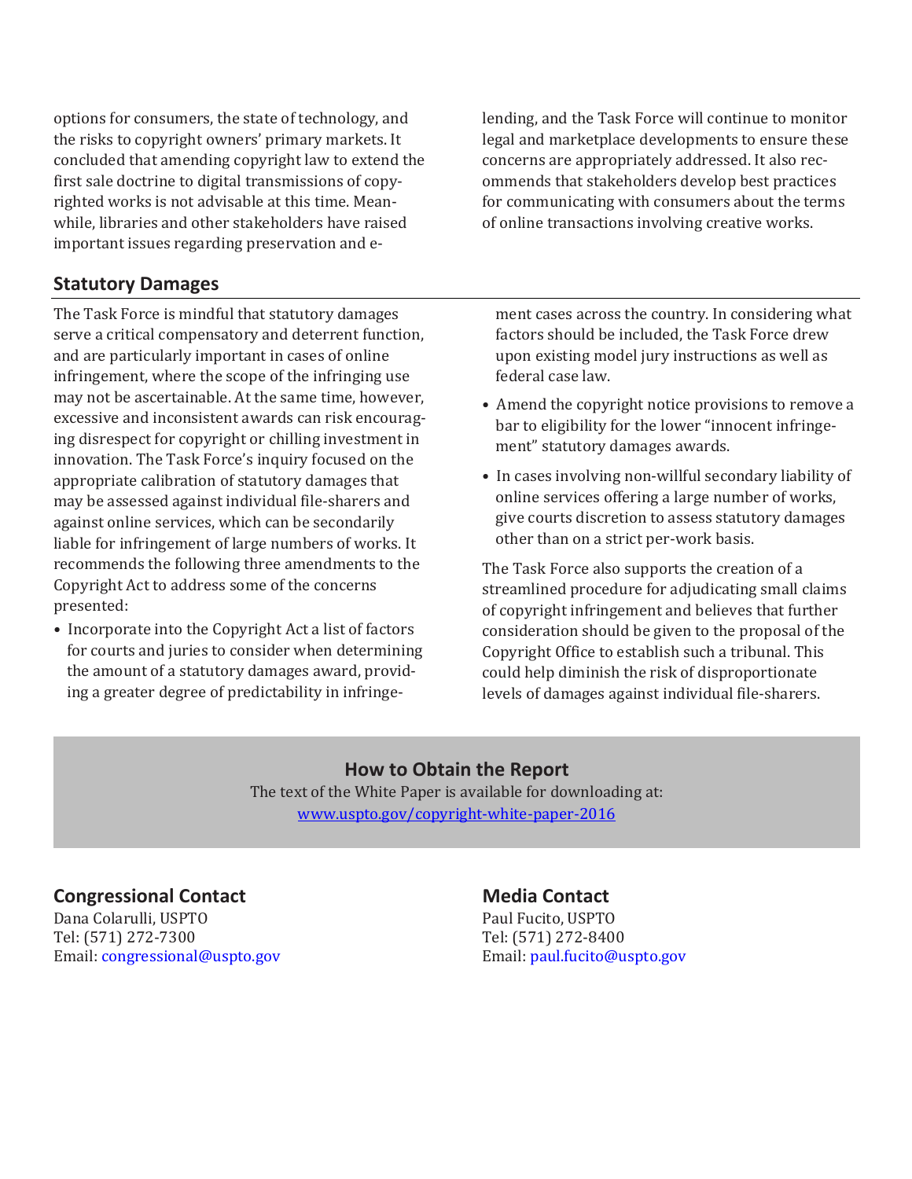options for consumers, the state of technology, and the risks to copyright owners' primary markets. It concluded that amending copyright law to extend the first sale doctrine to digital transmissions of copyrighted works is not advisable at this time. Meanwhile, libraries and other stakeholders have raised important issues regarding preservation and e-lending, and the Task Force will continue to monitor legal and marketplace developments to ensure these concerns are appropriately addressed. It also recommends that stakeholders develop best practices for communicating with consumers about the terms of online transactions involving creative works.

## Statutory Damages

The Task Force is mindful that statutory damages serve a critical compensatory and deterrent function, and are particularly important in cases of online infringement, where the scope of the infringing use may not be ascertainable. At the same time, however, excessive and inconsistent awards can risk encouraging disrespect for copyright or chilling investment in innovation. The Task Force's inquiry focused on the appropriate calibration of statutory damages that may be assessed against individual file-sharers and against online services, which can be secondarily liable for infringement of large numbers of works. It recommends the following three amendments to the Copyright Act to address some of the concerns presented:

- Incorporate into the Copyright Act a list of factors for courts and juries to consider when determining the amount of a statutory damages award, providing a greater degree of predictability in infringement cases across the country. In considering what factors should be included, the Task Force drew upon existing model jury instructions as well as federal case law.
- Amend the copyright notice provisions to remove a bar to eligibility for the lower "innocent infringement" statutory damages awards.
- In cases involving non-willful secondary liability of online services offering a large number of works, give courts discretion to assess statutory damages other than on a strict per-work basis.

The Task Force also supports the creation of a streamlined procedure for adjudicating small claims of copyright infringement and believes that further consideration should be given to the proposal of the Copyright Office to establish such a tribunal. This could help diminish the risk of disproportionate levels of damages against individual file-sharers.

### How to Obtain the Report

The text of the White Paper is available for downloading at:
www.uspto.gov/copyright-white-paper-2016

### Congressional Contact

Dana Colarulli, USPTO
Tel: (571) 272-7300
Email: congressional@uspto.gov

### Media Contact

Paul Fucito, USPTO
Tel: (571) 272-8400
Email: paul.fucito@uspto.gov